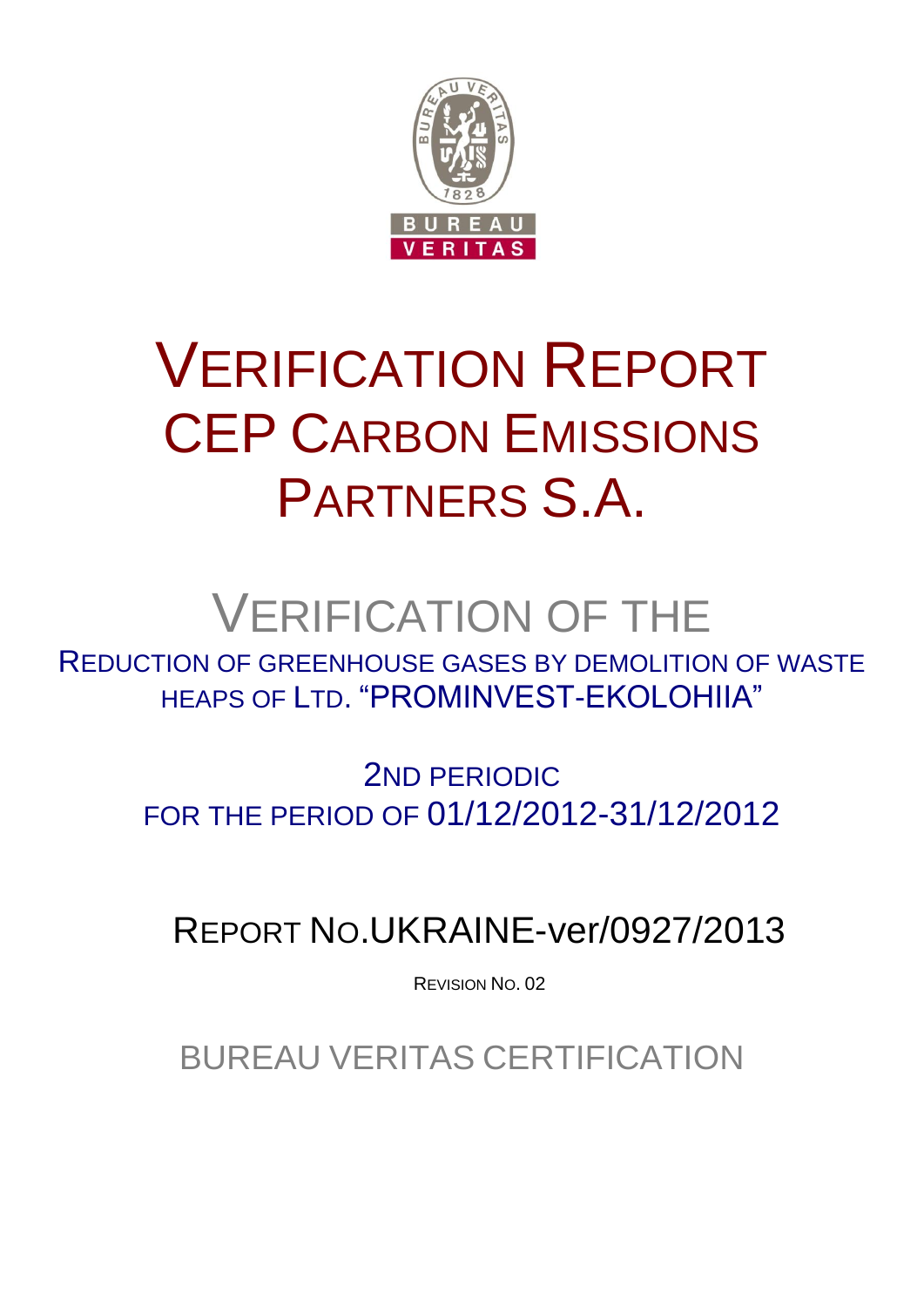# VERIFICATION REPORT CEP CARBON EMISSIONS PARTNERS S.A.

## VERIFICATION OF THE

REDUCTION OF GREENHOUSE GASES BY DEMOLITION OF WASTE HEAPS OF LTD. "PROMINVEST-EKOLOHIIA"

2ND PERIODIC
FOR THE PERIOD OF 01/12/2012-31/12/2012

REPORT NO.UKRAINE-ver/0927/2013

REVISION NO. 02

BUREAU VERITAS CERTIFICATION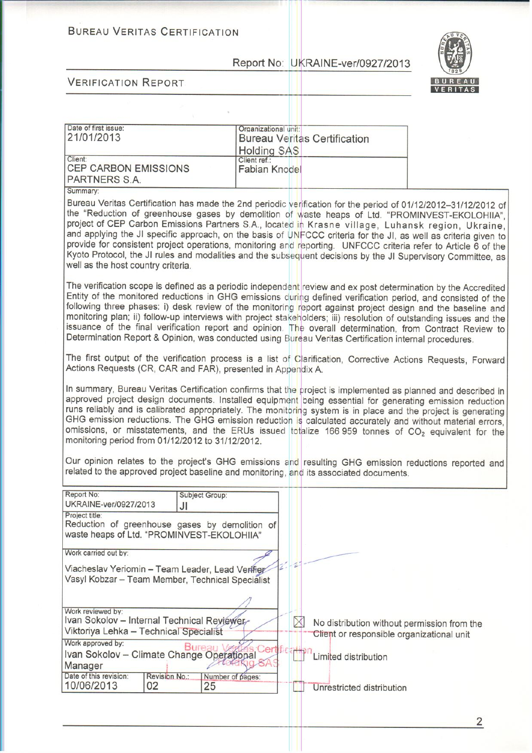BUREAU VERITAS CERTIFICATION

Report No: UKRAINE-ver/0927/2013

VERIFICATION REPORT

| | |
|---|---|
| Date of first issue: 21/01/2013 | Organizational unit: Bureau Veritas Certification Holding SAS |
| Client: CEP CARBON EMISSIONS PARTNERS S.A. | Client ref.: Fabian Knodel |

Summary:

Bureau Veritas Certification has made the 2nd periodic verification for the period of 01/12/2012–31/12/2012 of the "Reduction of greenhouse gases by demolition of waste heaps of Ltd. "PROMINVEST-EKOLOHIIA", project of CEP Carbon Emissions Partners S.A., located in Krasne village, Luhansk region, Ukraine, and applying the JI specific approach, on the basis of UNFCCC criteria for the JI, as well as criteria given to provide for consistent project operations, monitoring and reporting. UNFCCC criteria refer to Article 6 of the Kyoto Protocol, the JI rules and modalities and the subsequent decisions by the JI Supervisory Committee, as well as the host country criteria.

The verification scope is defined as a periodic independent review and ex post determination by the Accredited Entity of the monitored reductions in GHG emissions during defined verification period, and consisted of the following three phases: i) desk review of the monitoring report against project design and the baseline and monitoring plan; ii) follow-up interviews with project stakeholders; iii) resolution of outstanding issues and the issuance of the final verification report and opinion. The overall determination, from Contract Review to Determination Report & Opinion, was conducted using Bureau Veritas Certification internal procedures.

The first output of the verification process is a list of Clarification, Corrective Actions Requests, Forward Actions Requests (CR, CAR and FAR), presented in Appendix A.

In summary, Bureau Veritas Certification confirms that the project is implemented as planned and described in approved project design documents. Installed equipment being essential for generating emission reduction runs reliably and is calibrated appropriately. The monitoring system is in place and the project is generating GHG emission reductions. The GHG emission reduction is calculated accurately and without material errors, omissions, or misstatements, and the ERUs issued totalize 166 959 tonnes of $CO_2$ equivalent for the monitoring period from 01/12/2012 to 31/12/2012.

Our opinion relates to the project's GHG emissions and resulting GHG emission reductions reported and related to the approved project baseline and monitoring, and its associated documents.

| | | |
|---|---|---|
| Report No: UKRAINE-ver/0927/2013 | Subject Group: JI | |
| Project title: Reduction of greenhouse gases by demolition of waste heaps of Ltd. "PROMINVEST-EKOLOHIIA" | | |
| Work carried out by: Viacheslav Yeriomin – Team Leader, Lead Verifier; Vasyl Kobzar – Team Member, Technical Specialist | | |
| Work reviewed by: Ivan Sokolov – Internal Technical Reviewer; Viktoriya Lehka – Technical Specialist | | |
| Work approved by: Ivan Sokolov – Climate Change Operational Manager | | |
| Date of this revision: 10/06/2013 | Revision No.: 02 | Number of pages: 25 |

☒ No distribution without permission from the Client or responsible organizational unit

☐ Limited distribution

☐ Unrestricted distribution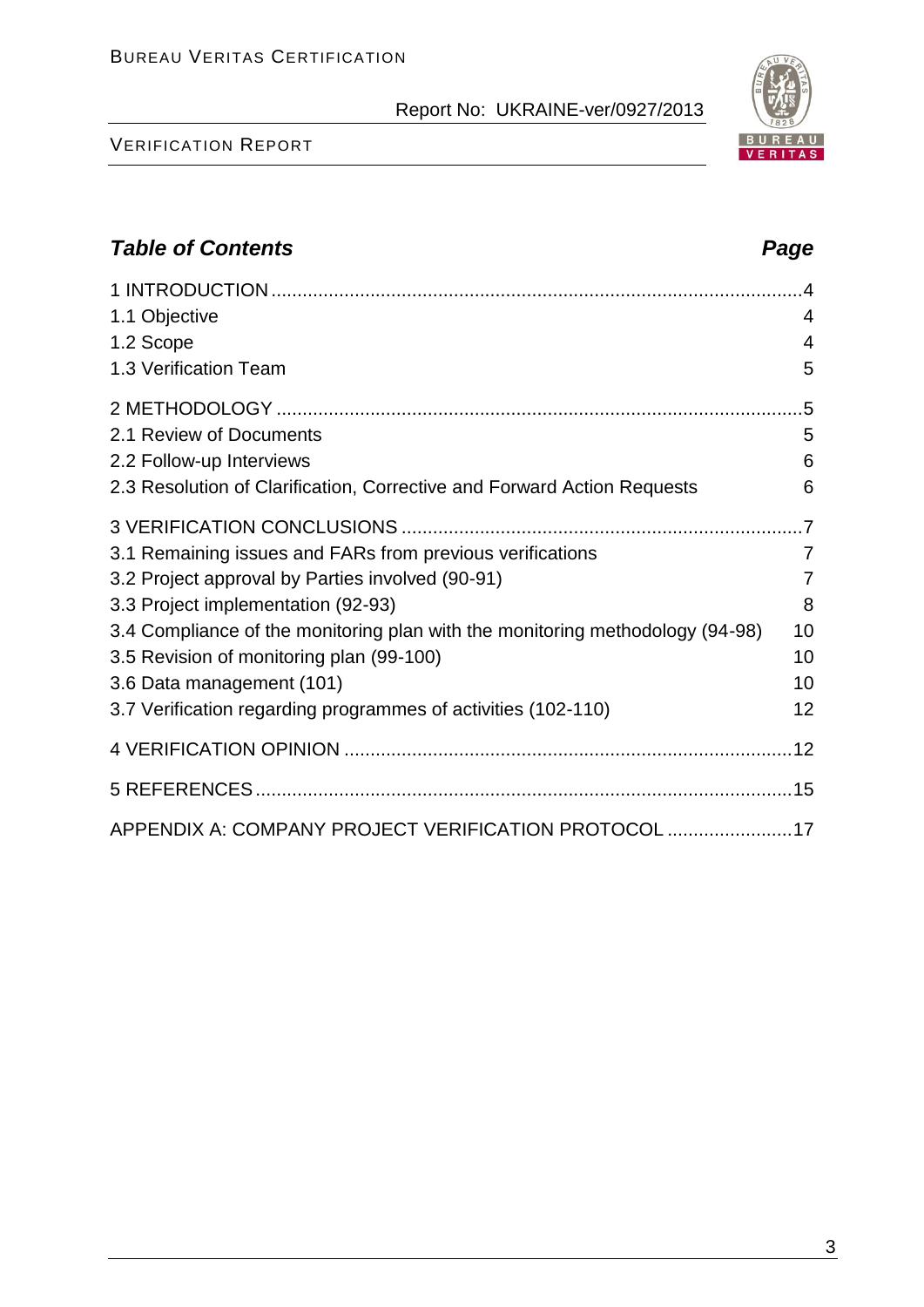## *Table of Contents* *Page*

| | |
|---|---|
| 1 INTRODUCTION | 4 |
| 1.1 Objective | 4 |
| 1.2 Scope | 4 |
| 1.3 Verification Team | 5 |
| 2 METHODOLOGY | 5 |
| 2.1 Review of Documents | 5 |
| 2.2 Follow-up Interviews | 6 |
| 2.3 Resolution of Clarification, Corrective and Forward Action Requests | 6 |
| 3 VERIFICATION CONCLUSIONS | 7 |
| 3.1 Remaining issues and FARs from previous verifications | 7 |
| 3.2 Project approval by Parties involved (90-91) | 7 |
| 3.3 Project implementation (92-93) | 8 |
| 3.4 Compliance of the monitoring plan with the monitoring methodology (94-98) | 10 |
| 3.5 Revision of monitoring plan (99-100) | 10 |
| 3.6 Data management (101) | 10 |
| 3.7 Verification regarding programmes of activities (102-110) | 12 |
| 4 VERIFICATION OPINION | 12 |
| 5 REFERENCES | 15 |
| APPENDIX A: COMPANY PROJECT VERIFICATION PROTOCOL | 17 |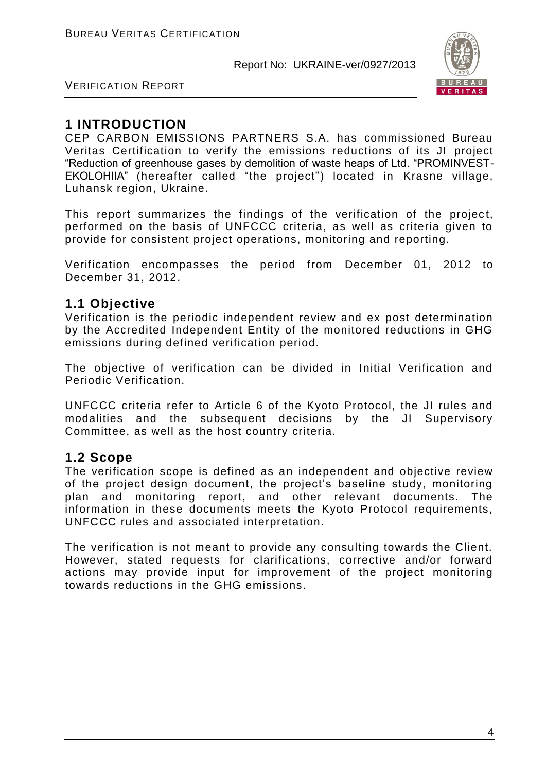# 1 INTRODUCTION

CEP CARBON EMISSIONS PARTNERS S.A. has commissioned Bureau Veritas Certification to verify the emissions reductions of its JI project "Reduction of greenhouse gases by demolition of waste heaps of Ltd. "PROMINVEST-EKOLOHIIA" (hereafter called "the project") located in Krasne village, Luhansk region, Ukraine.

This report summarizes the findings of the verification of the project, performed on the basis of UNFCCC criteria, as well as criteria given to provide for consistent project operations, monitoring and reporting.

Verification encompasses the period from December 01, 2012 to December 31, 2012.

## 1.1 Objective

Verification is the periodic independent review and ex post determination by the Accredited Independent Entity of the monitored reductions in GHG emissions during defined verification period.

The objective of verification can be divided in Initial Verification and Periodic Verification.

UNFCCC criteria refer to Article 6 of the Kyoto Protocol, the JI rules and modalities and the subsequent decisions by the JI Supervisory Committee, as well as the host country criteria.

## 1.2 Scope

The verification scope is defined as an independent and objective review of the project design document, the project's baseline study, monitoring plan and monitoring report, and other relevant documents. The information in these documents meets the Kyoto Protocol requirements, UNFCCC rules and associated interpretation.

The verification is not meant to provide any consulting towards the Client. However, stated requests for clarifications, corrective and/or forward actions may provide input for improvement of the project monitoring towards reductions in the GHG emissions.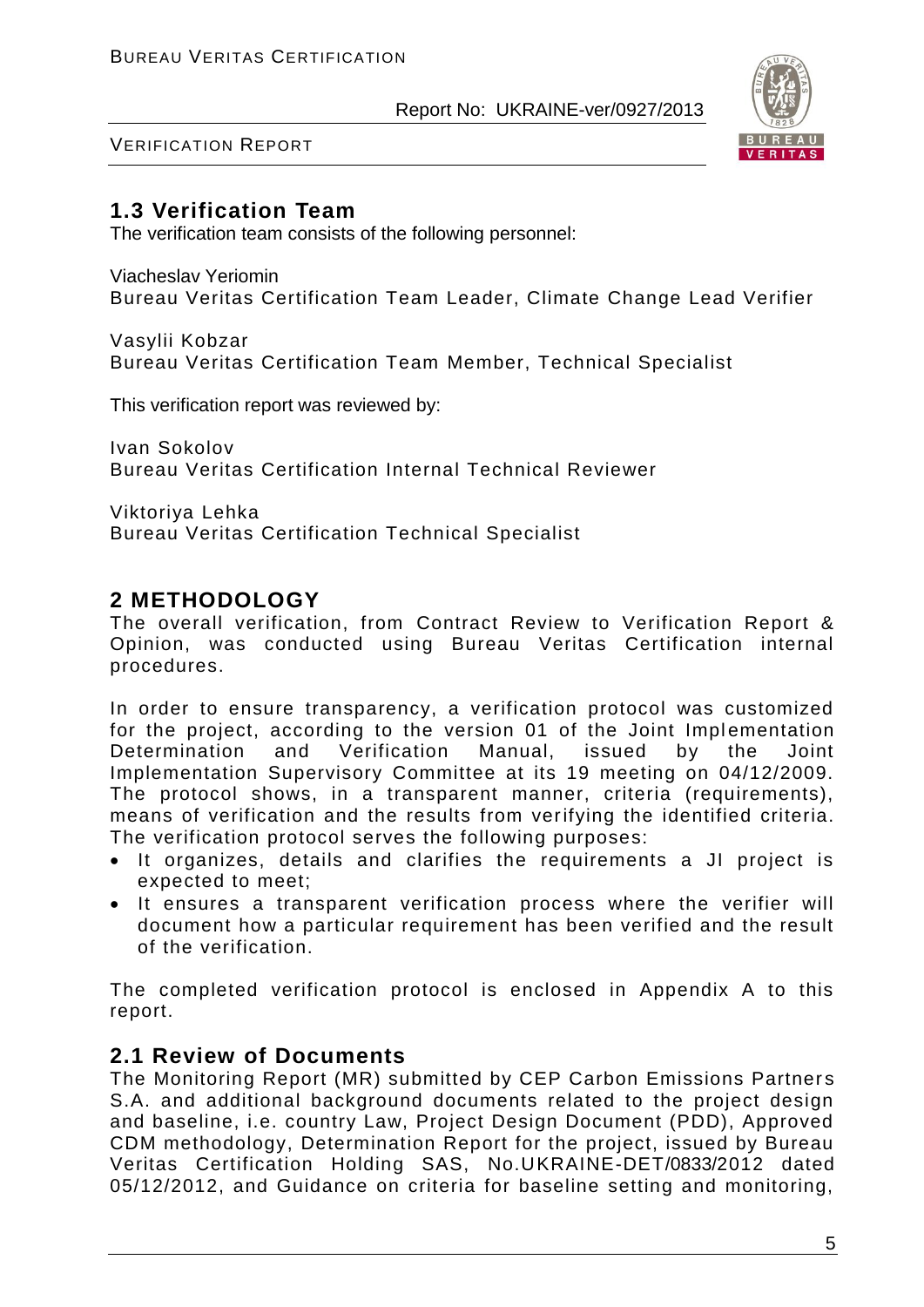## 1.3 Verification Team

The verification team consists of the following personnel:

Viacheslav Yeriomin
Bureau Veritas Certification Team Leader, Climate Change Lead Verifier

Vasylii Kobzar
Bureau Veritas Certification Team Member, Technical Specialist

This verification report was reviewed by:

Ivan Sokolov
Bureau Veritas Certification Internal Technical Reviewer

Viktoriya Lehka
Bureau Veritas Certification Technical Specialist

# 2 METHODOLOGY

The overall verification, from Contract Review to Verification Report & Opinion, was conducted using Bureau Veritas Certification internal procedures.

In order to ensure transparency, a verification protocol was customized for the project, according to the version 01 of the Joint Implementation Determination and Verification Manual, issued by the Joint Implementation Supervisory Committee at its 19 meeting on 04/12/2009. The protocol shows, in a transparent manner, criteria (requirements), means of verification and the results from verifying the identified criteria. The verification protocol serves the following purposes:

- It organizes, details and clarifies the requirements a JI project is expected to meet;
- It ensures a transparent verification process where the verifier will document how a particular requirement has been verified and the result of the verification.

The completed verification protocol is enclosed in Appendix A to this report.

## 2.1 Review of Documents

The Monitoring Report (MR) submitted by CEP Carbon Emissions Partners S.A. and additional background documents related to the project design and baseline, i.e. country Law, Project Design Document (PDD), Approved CDM methodology, Determination Report for the project, issued by Bureau Veritas Certification Holding SAS, No.UKRAINE-DET/0833/2012 dated 05/12/2012, and Guidance on criteria for baseline setting and monitoring,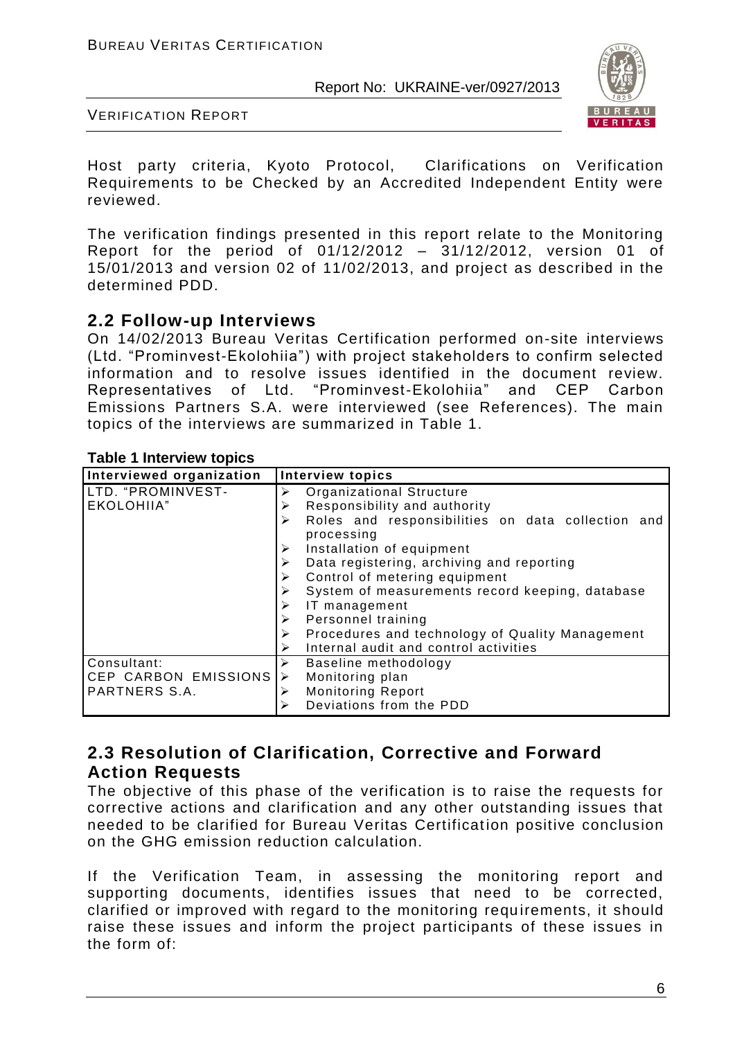Host party criteria, Kyoto Protocol, Clarifications on Verification Requirements to be Checked by an Accredited Independent Entity were reviewed.

The verification findings presented in this report relate to the Monitoring Report for the period of 01/12/2012 – 31/12/2012, version 01 of 15/01/2013 and version 02 of 11/02/2013, and project as described in the determined PDD.

## 2.2 Follow-up Interviews

On 14/02/2013 Bureau Veritas Certification performed on-site interviews (Ltd. "Prominvest-Ekolohiia") with project stakeholders to confirm selected information and to resolve issues identified in the document review. Representatives of Ltd. "Prominvest-Ekolohiia" and CEP Carbon Emissions Partners S.A. were interviewed (see References). The main topics of the interviews are summarized in Table 1.

**Table 1 Interview topics**

| Interviewed organization | Interview topics |
|---|---|
| LTD. "PROMINVEST-EKOLOHIIA" | ➢ Organizational Structure<br>➢ Responsibility and authority<br>➢ Roles and responsibilities on data collection and processing<br>➢ Installation of equipment<br>➢ Data registering, archiving and reporting<br>➢ Control of metering equipment<br>➢ System of measurements record keeping, database<br>➢ IT management<br>➢ Personnel training<br>➢ Procedures and technology of Quality Management<br>➢ Internal audit and control activities |
| Consultant:<br>CEP CARBON EMISSIONS PARTNERS S.A. | ➢ Baseline methodology<br>➢ Monitoring plan<br>➢ Monitoring Report<br>➢ Deviations from the PDD |

## 2.3 Resolution of Clarification, Corrective and Forward Action Requests

The objective of this phase of the verification is to raise the requests for corrective actions and clarification and any other outstanding issues that needed to be clarified for Bureau Veritas Certification positive conclusion on the GHG emission reduction calculation.

If the Verification Team, in assessing the monitoring report and supporting documents, identifies issues that need to be corrected, clarified or improved with regard to the monitoring requirements, it should raise these issues and inform the project participants of these issues in the form of: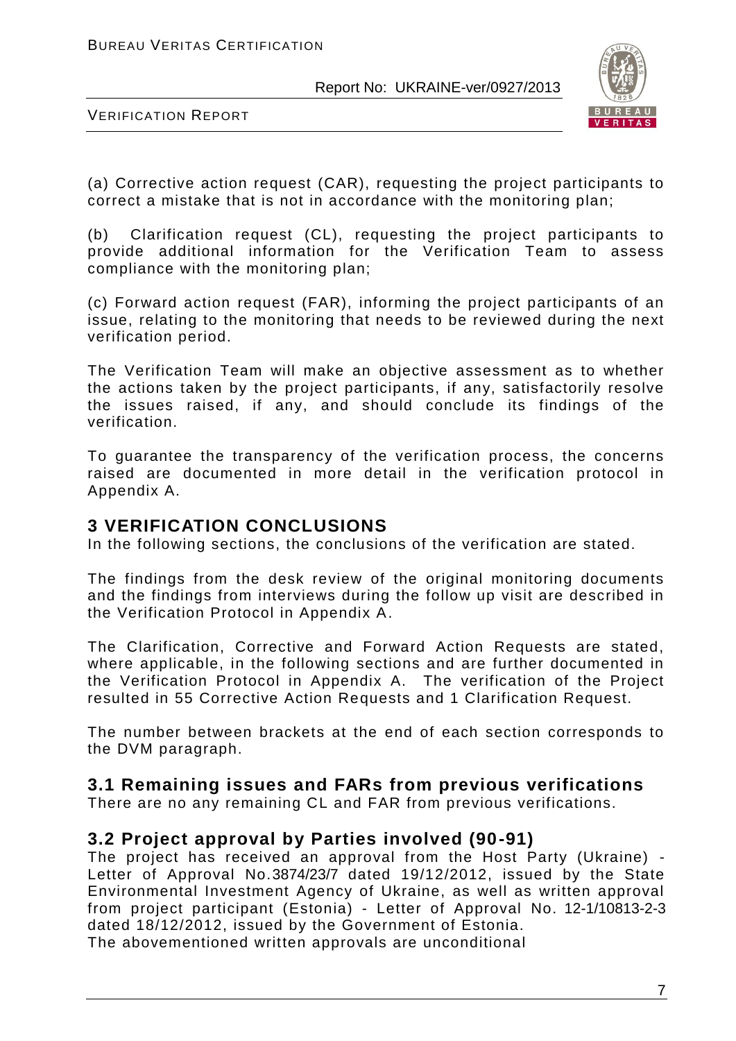(a) Corrective action request (CAR), requesting the project participants to correct a mistake that is not in accordance with the monitoring plan;

(b) Clarification request (CL), requesting the project participants to provide additional information for the Verification Team to assess compliance with the monitoring plan;

(c) Forward action request (FAR), informing the project participants of an issue, relating to the monitoring that needs to be reviewed during the next verification period.

The Verification Team will make an objective assessment as to whether the actions taken by the project participants, if any, satisfactorily resolve the issues raised, if any, and should conclude its findings of the verification.

To guarantee the transparency of the verification process, the concerns raised are documented in more detail in the verification protocol in Appendix A.

## 3 VERIFICATION CONCLUSIONS

In the following sections, the conclusions of the verification are stated.

The findings from the desk review of the original monitoring documents and the findings from interviews during the follow up visit are described in the Verification Protocol in Appendix A.

The Clarification, Corrective and Forward Action Requests are stated, where applicable, in the following sections and are further documented in the Verification Protocol in Appendix A. The verification of the Project resulted in 55 Corrective Action Requests and 1 Clarification Request.

The number between brackets at the end of each section corresponds to the DVM paragraph.

### 3.1 Remaining issues and FARs from previous verifications

There are no any remaining CL and FAR from previous verifications.

### 3.2 Project approval by Parties involved (90-91)

The project has received an approval from the Host Party (Ukraine) - Letter of Approval No.3874/23/7 dated 19/12/2012, issued by the State Environmental Investment Agency of Ukraine, as well as written approval from project participant (Estonia) - Letter of Approval No. 12-1/10813-2-3 dated 18/12/2012, issued by the Government of Estonia.
The abovementioned written approvals are unconditional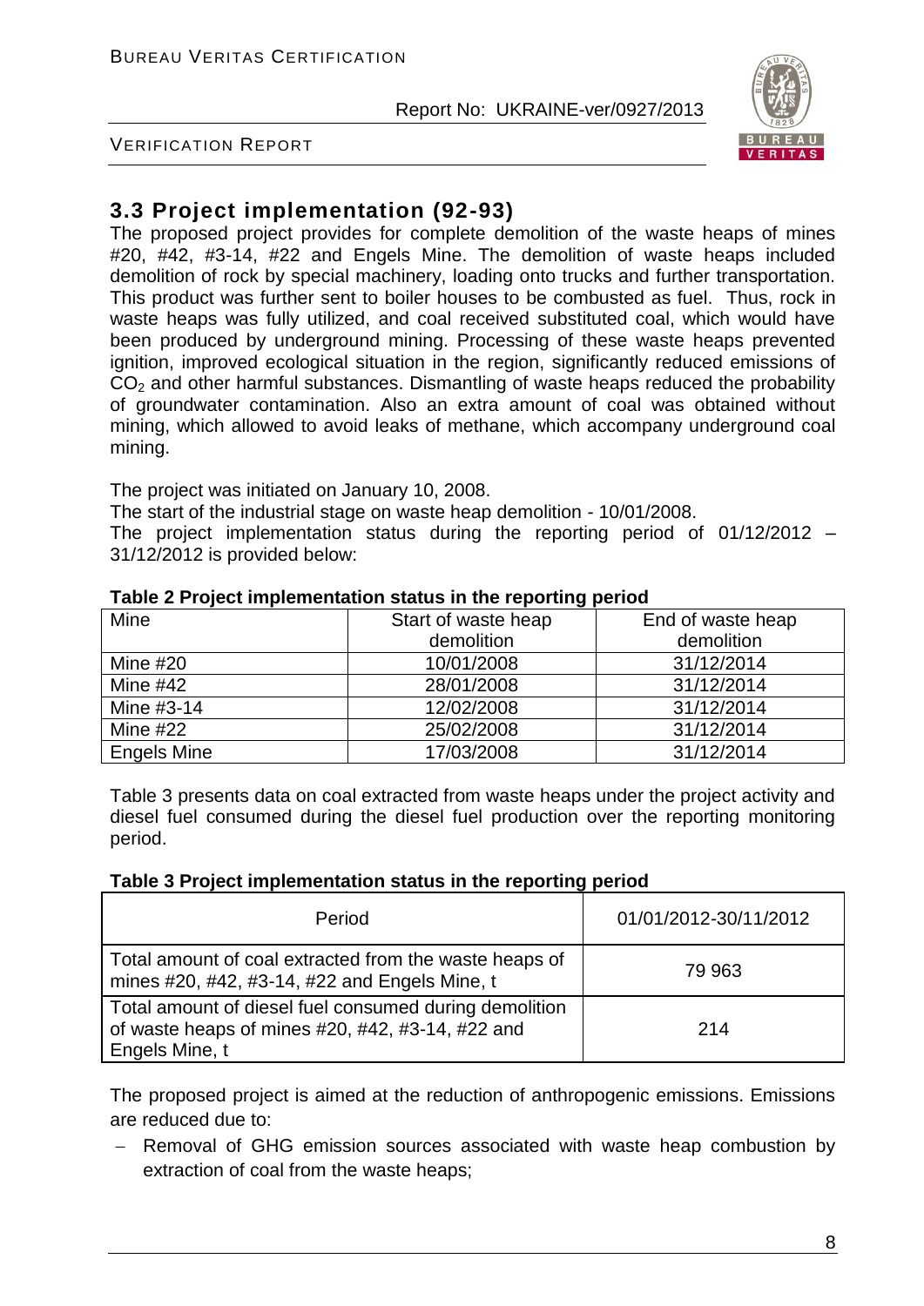## 3.3 Project implementation (92-93)

The proposed project provides for complete demolition of the waste heaps of mines #20, #42, #3-14, #22 and Engels Mine. The demolition of waste heaps included demolition of rock by special machinery, loading onto trucks and further transportation. This product was further sent to boiler houses to be combusted as fuel. Thus, rock in waste heaps was fully utilized, and coal received substituted coal, which would have been produced by underground mining. Processing of these waste heaps prevented ignition, improved ecological situation in the region, significantly reduced emissions of $CO_2$ and other harmful substances. Dismantling of waste heaps reduced the probability of groundwater contamination. Also an extra amount of coal was obtained without mining, which allowed to avoid leaks of methane, which accompany underground coal mining.

The project was initiated on January 10, 2008.

The start of the industrial stage on waste heap demolition - 10/01/2008.

The project implementation status during the reporting period of 01/12/2012 – 31/12/2012 is provided below:

**Table 2 Project implementation status in the reporting period**

| Mine | Start of waste heap demolition | End of waste heap demolition |
|---|---|---|
| Mine #20 | 10/01/2008 | 31/12/2014 |
| Mine #42 | 28/01/2008 | 31/12/2014 |
| Mine #3-14 | 12/02/2008 | 31/12/2014 |
| Mine #22 | 25/02/2008 | 31/12/2014 |
| Engels Mine | 17/03/2008 | 31/12/2014 |

Table 3 presents data on coal extracted from waste heaps under the project activity and diesel fuel consumed during the diesel fuel production over the reporting monitoring period.

**Table 3 Project implementation status in the reporting period**

| Period | 01/01/2012-30/11/2012 |
|---|---|
| Total amount of coal extracted from the waste heaps of mines #20, #42, #3-14, #22 and Engels Mine, t | 79 963 |
| Total amount of diesel fuel consumed during demolition of waste heaps of mines #20, #42, #3-14, #22 and Engels Mine, t | 214 |

The proposed project is aimed at the reduction of anthropogenic emissions. Emissions are reduced due to:

- Removal of GHG emission sources associated with waste heap combustion by extraction of coal from the waste heaps;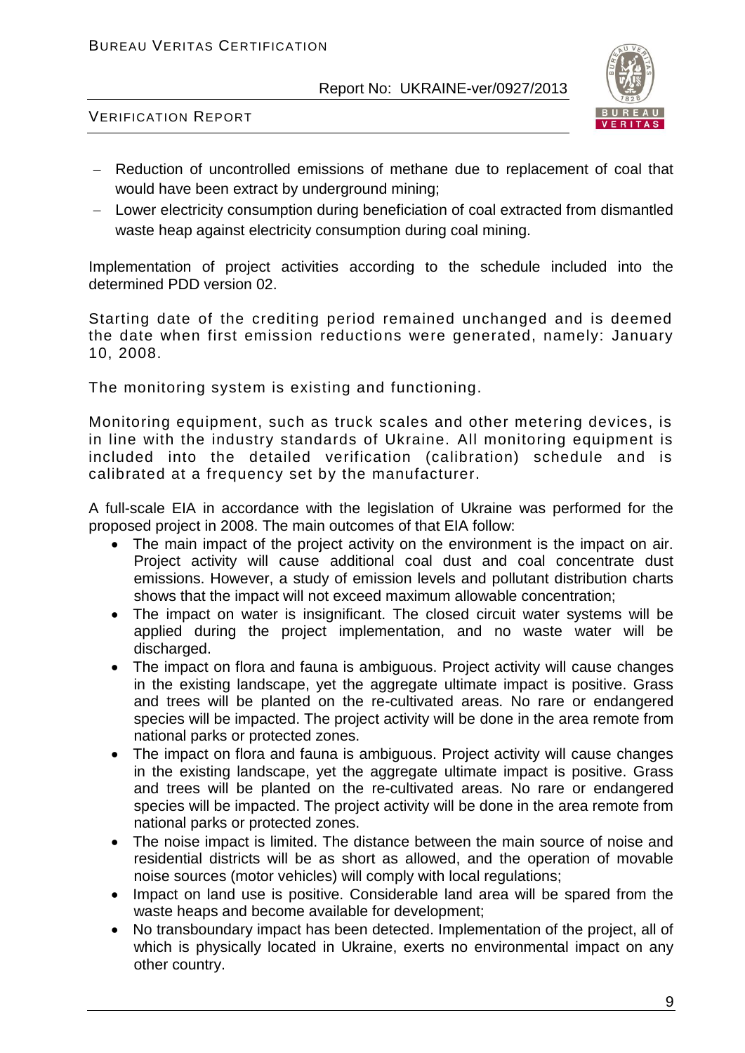- Reduction of uncontrolled emissions of methane due to replacement of coal that would have been extract by underground mining;
- Lower electricity consumption during beneficiation of coal extracted from dismantled waste heap against electricity consumption during coal mining.

Implementation of project activities according to the schedule included into the determined PDD version 02.

Starting date of the crediting period remained unchanged and is deemed the date when first emission reductions were generated, namely: January 10, 2008.

The monitoring system is existing and functioning.

Monitoring equipment, such as truck scales and other metering devices, is in line with the industry standards of Ukraine. All monitoring equipment is included into the detailed verification (calibration) schedule and is calibrated at a frequency set by the manufacturer.

A full-scale EIA in accordance with the legislation of Ukraine was performed for the proposed project in 2008. The main outcomes of that EIA follow:

- The main impact of the project activity on the environment is the impact on air. Project activity will cause additional coal dust and coal concentrate dust emissions. However, a study of emission levels and pollutant distribution charts shows that the impact will not exceed maximum allowable concentration;
- The impact on water is insignificant. The closed circuit water systems will be applied during the project implementation, and no waste water will be discharged.
- The impact on flora and fauna is ambiguous. Project activity will cause changes in the existing landscape, yet the aggregate ultimate impact is positive. Grass and trees will be planted on the re-cultivated areas. No rare or endangered species will be impacted. The project activity will be done in the area remote from national parks or protected zones.
- The impact on flora and fauna is ambiguous. Project activity will cause changes in the existing landscape, yet the aggregate ultimate impact is positive. Grass and trees will be planted on the re-cultivated areas. No rare or endangered species will be impacted. The project activity will be done in the area remote from national parks or protected zones.
- The noise impact is limited. The distance between the main source of noise and residential districts will be as short as allowed, and the operation of movable noise sources (motor vehicles) will comply with local regulations;
- Impact on land use is positive. Considerable land area will be spared from the waste heaps and become available for development;
- No transboundary impact has been detected. Implementation of the project, all of which is physically located in Ukraine, exerts no environmental impact on any other country.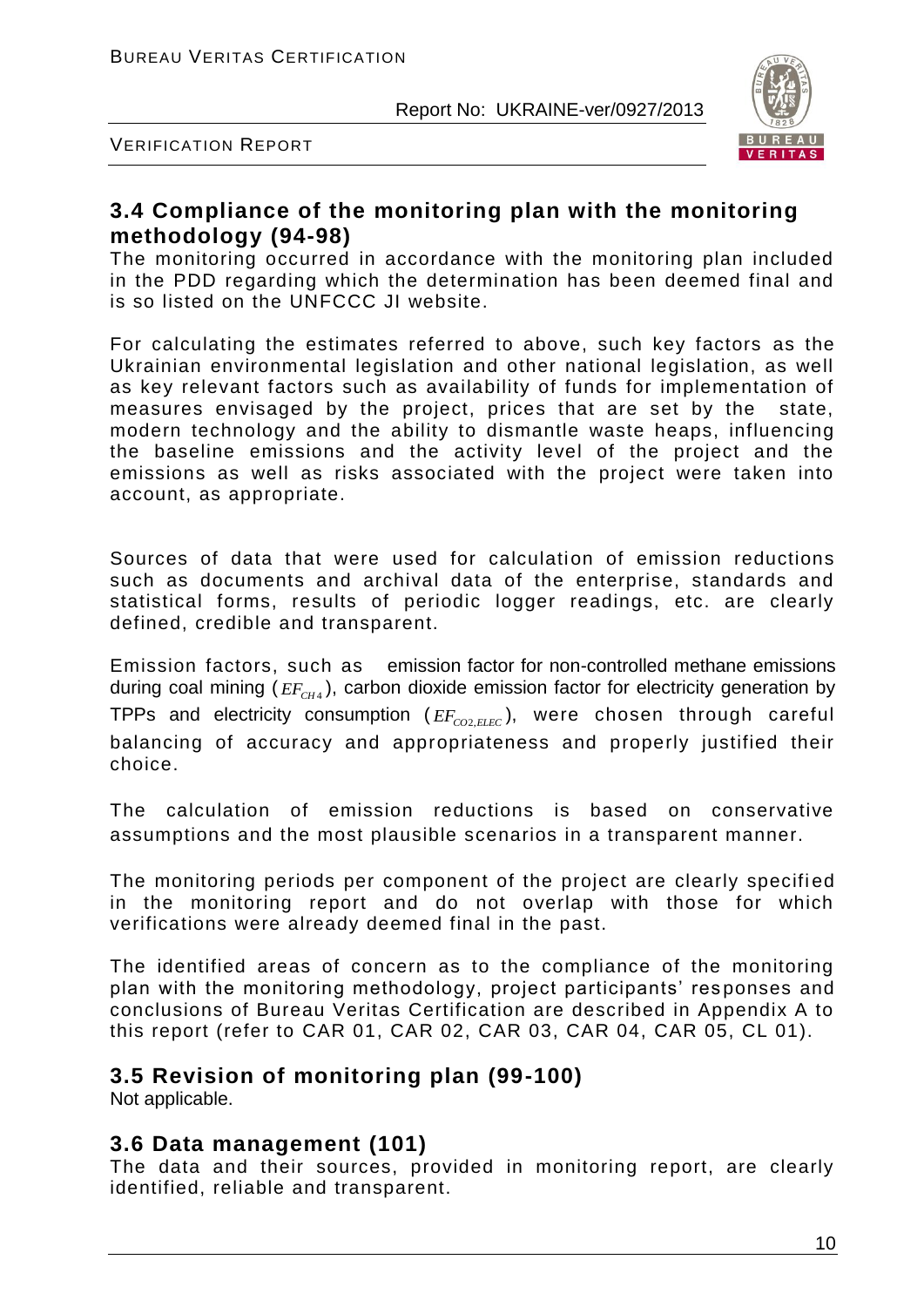## 3.4 Compliance of the monitoring plan with the monitoring methodology (94-98)

The monitoring occurred in accordance with the monitoring plan included in the PDD regarding which the determination has been deemed final and is so listed on the UNFCCC JI website.

For calculating the estimates referred to above, such key factors as the Ukrainian environmental legislation and other national legislation, as well as key relevant factors such as availability of funds for implementation of measures envisaged by the project, prices that are set by the state, modern technology and the ability to dismantle waste heaps, influencing the baseline emissions and the activity level of the project and the emissions as well as risks associated with the project were taken into account, as appropriate.

Sources of data that were used for calculation of emission reductions such as documents and archival data of the enterprise, standards and statistical forms, results of periodic logger readings, etc. are clearly defined, credible and transparent.

Emission factors, such as emission factor for non-controlled methane emissions during coal mining ($EF_{CH4}$), carbon dioxide emission factor for electricity generation by TPPs and electricity consumption ($EF_{CO2,ELEC}$), were chosen through careful balancing of accuracy and appropriateness and properly justified their choice.

The calculation of emission reductions is based on conservative assumptions and the most plausible scenarios in a transparent manner.

The monitoring periods per component of the project are clearly specified in the monitoring report and do not overlap with those for which verifications were already deemed final in the past.

The identified areas of concern as to the compliance of the monitoring plan with the monitoring methodology, project participants' responses and conclusions of Bureau Veritas Certification are described in Appendix A to this report (refer to CAR 01, CAR 02, CAR 03, CAR 04, CAR 05, CL 01).

## 3.5 Revision of monitoring plan (99-100)

Not applicable.

## 3.6 Data management (101)

The data and their sources, provided in monitoring report, are clearly identified, reliable and transparent.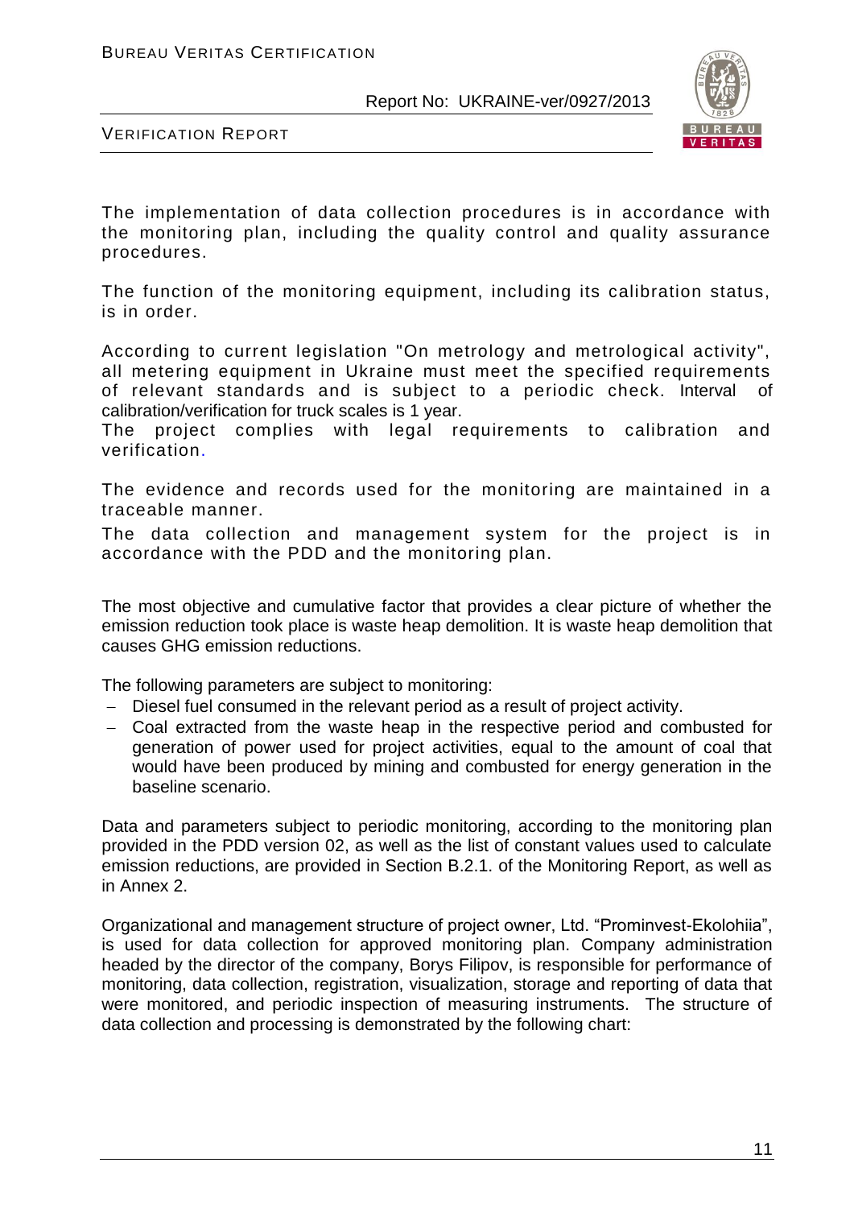The implementation of data collection procedures is in accordance with the monitoring plan, including the quality control and quality assurance procedures.

The function of the monitoring equipment, including its calibration status, is in order.

According to current legislation "On metrology and metrological activity", all metering equipment in Ukraine must meet the specified requirements of relevant standards and is subject to a periodic check. Interval of calibration/verification for truck scales is 1 year.
The project complies with legal requirements to calibration and verification.

The evidence and records used for the monitoring are maintained in a traceable manner.

The data collection and management system for the project is in accordance with the PDD and the monitoring plan.

The most objective and cumulative factor that provides a clear picture of whether the emission reduction took place is waste heap demolition. It is waste heap demolition that causes GHG emission reductions.

The following parameters are subject to monitoring:

- Diesel fuel consumed in the relevant period as a result of project activity.
- Coal extracted from the waste heap in the respective period and combusted for generation of power used for project activities, equal to the amount of coal that would have been produced by mining and combusted for energy generation in the baseline scenario.

Data and parameters subject to periodic monitoring, according to the monitoring plan provided in the PDD version 02, as well as the list of constant values used to calculate emission reductions, are provided in Section B.2.1. of the Monitoring Report, as well as in Annex 2.

Organizational and management structure of project owner, Ltd. "Prominvest-Ekolohiia", is used for data collection for approved monitoring plan. Company administration headed by the director of the company, Borys Filipov, is responsible for performance of monitoring, data collection, registration, visualization, storage and reporting of data that were monitored, and periodic inspection of measuring instruments. The structure of data collection and processing is demonstrated by the following chart: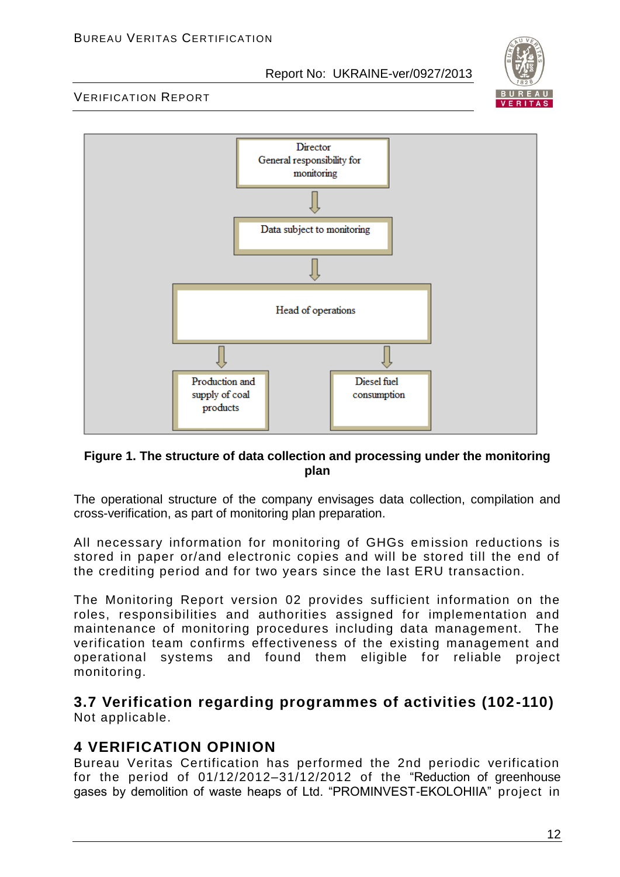Director
General responsibility for monitoring

Data subject to monitoring

Head of operations

Production and supply of coal products

Diesel fuel consumption

**Figure 1. The structure of data collection and processing under the monitoring plan**

The operational structure of the company envisages data collection, compilation and cross-verification, as part of monitoring plan preparation.

All necessary information for monitoring of GHGs emission reductions is stored in paper or/and electronic copies and will be stored till the end of the crediting period and for two years since the last ERU transaction.

The Monitoring Report version 02 provides sufficient information on the roles, responsibilities and authorities assigned for implementation and maintenance of monitoring procedures including data management. The verification team confirms effectiveness of the existing management and operational systems and found them eligible for reliable project monitoring.

## 3.7 Verification regarding programmes of activities (102-110)

Not applicable.

# 4 VERIFICATION OPINION

Bureau Veritas Certification has performed the 2nd periodic verification for the period of 01/12/2012–31/12/2012 of the "Reduction of greenhouse gases by demolition of waste heaps of Ltd. "PROMINVEST-EKOLOHIIA" project in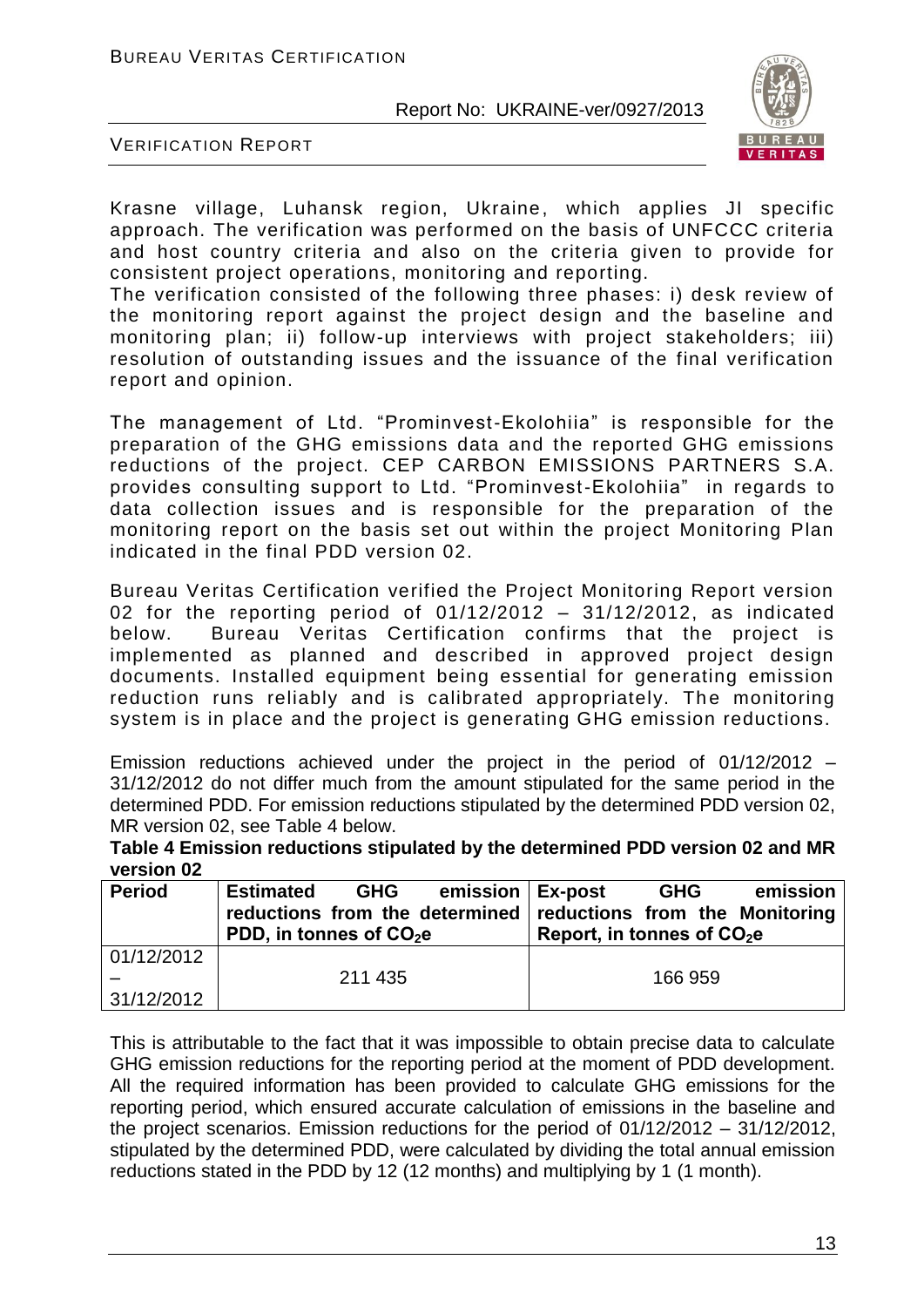Krasne village, Luhansk region, Ukraine, which applies JI specific approach. The verification was performed on the basis of UNFCCC criteria and host country criteria and also on the criteria given to provide for consistent project operations, monitoring and reporting.
The verification consisted of the following three phases: i) desk review of the monitoring report against the project design and the baseline and monitoring plan; ii) follow-up interviews with project stakeholders; iii) resolution of outstanding issues and the issuance of the final verification report and opinion.

The management of Ltd. "Prominvest-Ekolohiia" is responsible for the preparation of the GHG emissions data and the reported GHG emissions reductions of the project. CEP CARBON EMISSIONS PARTNERS S.A. provides consulting support to Ltd. "Prominvest-Ekolohiia" in regards to data collection issues and is responsible for the preparation of the monitoring report on the basis set out within the project Monitoring Plan indicated in the final PDD version 02.

Bureau Veritas Certification verified the Project Monitoring Report version 02 for the reporting period of 01/12/2012 – 31/12/2012, as indicated below. Bureau Veritas Certification confirms that the project is implemented as planned and described in approved project design documents. Installed equipment being essential for generating emission reduction runs reliably and is calibrated appropriately. The monitoring system is in place and the project is generating GHG emission reductions.

Emission reductions achieved under the project in the period of 01/12/2012 – 31/12/2012 do not differ much from the amount stipulated for the same period in the determined PDD. For emission reductions stipulated by the determined PDD version 02, MR version 02, see Table 4 below.

**Table 4 Emission reductions stipulated by the determined PDD version 02 and MR version 02**

| Period | Estimated GHG emission reductions from the determined PDD, in tonnes of $CO_2e$ | Ex-post GHG emission reductions from the Monitoring Report, in tonnes of $CO_2e$ |
|---|---|---|
| 01/12/2012 – 31/12/2012 | 211 435 | 166 959 |

This is attributable to the fact that it was impossible to obtain precise data to calculate GHG emission reductions for the reporting period at the moment of PDD development. All the required information has been provided to calculate GHG emissions for the reporting period, which ensured accurate calculation of emissions in the baseline and the project scenarios. Emission reductions for the period of 01/12/2012 – 31/12/2012, stipulated by the determined PDD, were calculated by dividing the total annual emission reductions stated in the PDD by 12 (12 months) and multiplying by 1 (1 month).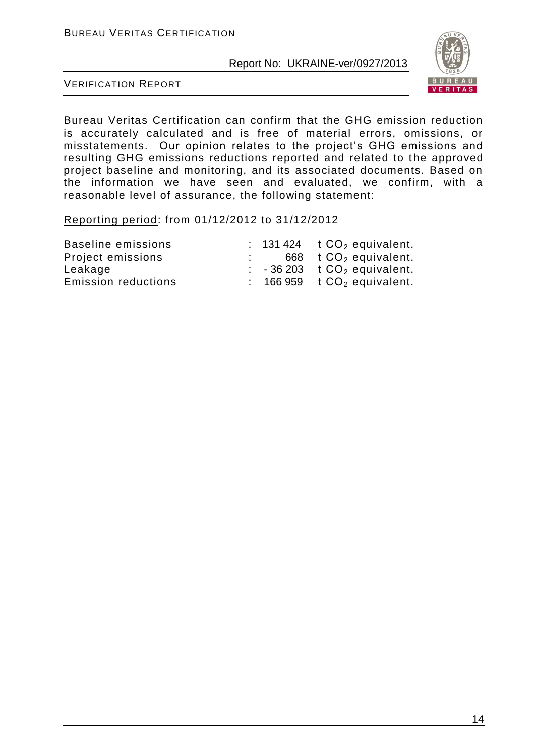Bureau Veritas Certification can confirm that the GHG emission reduction is accurately calculated and is free of material errors, omissions, or misstatements. Our opinion relates to the project's GHG emissions and resulting GHG emissions reductions reported and related to the approved project baseline and monitoring, and its associated documents. Based on the information we have seen and evaluated, we confirm, with a reasonable level of assurance, the following statement:

Reporting period: from 01/12/2012 to 31/12/2012

| | | |
|---|---|---|
| Baseline emissions | : 131 424 | t $CO_2$ equivalent. |
| Project emissions | : 668 | t $CO_2$ equivalent. |
| Leakage | : - 36 203 | t $CO_2$ equivalent. |
| Emission reductions | : 166 959 | t $CO_2$ equivalent. |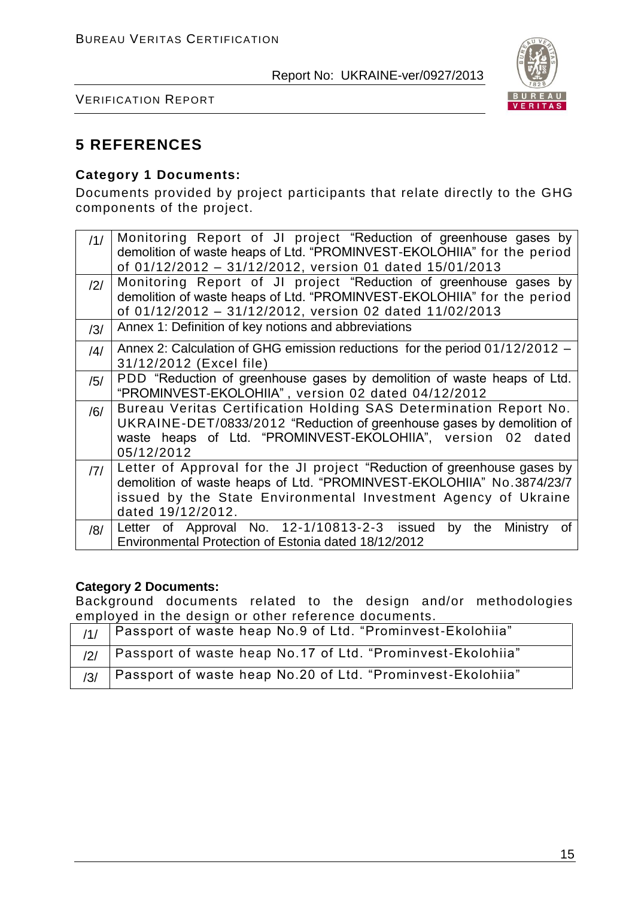# 5 REFERENCES

**Category 1 Documents:**

Documents provided by project participants that relate directly to the GHG components of the project.

| | |
|---|---|
| /1/ | Monitoring Report of JI project "Reduction of greenhouse gases by demolition of waste heaps of Ltd. "PROMINVEST-EKOLOHIIA" for the period of 01/12/2012 – 31/12/2012, version 01 dated 15/01/2013 |
| /2/ | Monitoring Report of JI project "Reduction of greenhouse gases by demolition of waste heaps of Ltd. "PROMINVEST-EKOLOHIIA" for the period of 01/12/2012 – 31/12/2012, version 02 dated 11/02/2013 |
| /3/ | Annex 1: Definition of key notions and abbreviations |
| /4/ | Annex 2: Calculation of GHG emission reductions for the period 01/12/2012 – 31/12/2012 (Excel file) |
| /5/ | PDD "Reduction of greenhouse gases by demolition of waste heaps of Ltd. "PROMINVEST-EKOLOHIIA", version 02 dated 04/12/2012 |
| /6/ | Bureau Veritas Certification Holding SAS Determination Report No. UKRAINE-DET/0833/2012 "Reduction of greenhouse gases by demolition of waste heaps of Ltd. "PROMINVEST-EKOLOHIIA", version 02 dated 05/12/2012 |
| /7/ | Letter of Approval for the JI project "Reduction of greenhouse gases by demolition of waste heaps of Ltd. "PROMINVEST-EKOLOHIIA" No.3874/23/7 issued by the State Environmental Investment Agency of Ukraine dated 19/12/2012. |
| /8/ | Letter of Approval No. 12-1/10813-2-3 issued by the Ministry of Environmental Protection of Estonia dated 18/12/2012 |

**Category 2 Documents:**

Background documents related to the design and/or methodologies employed in the design or other reference documents.

| | |
|---|---|
| /1/ | Passport of waste heap No.9 of Ltd. "Prominvest-Ekolohiia" |
| /2/ | Passport of waste heap No.17 of Ltd. "Prominvest-Ekolohiia" |
| /3/ | Passport of waste heap No.20 of Ltd. "Prominvest-Ekolohiia" |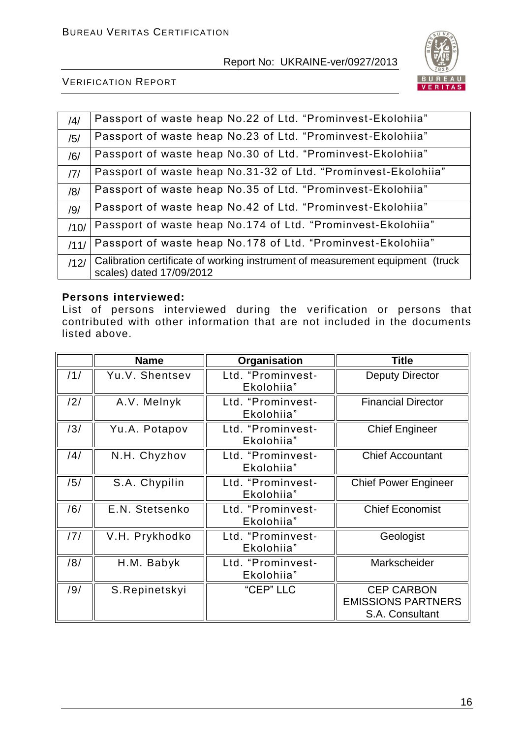| | |
|---|---|
| /4/ | Passport of waste heap No.22 of Ltd. "Prominvest-Ekolohiia" |
| /5/ | Passport of waste heap No.23 of Ltd. "Prominvest-Ekolohiia" |
| /6/ | Passport of waste heap No.30 of Ltd. "Prominvest-Ekolohiia" |
| /7/ | Passport of waste heap No.31-32 of Ltd. "Prominvest-Ekolohiia" |
| /8/ | Passport of waste heap No.35 of Ltd. "Prominvest-Ekolohiia" |
| /9/ | Passport of waste heap No.42 of Ltd. "Prominvest-Ekolohiia" |
| /10/ | Passport of waste heap No.174 of Ltd. "Prominvest-Ekolohiia" |
| /11/ | Passport of waste heap No.178 of Ltd. "Prominvest-Ekolohiia" |
| /12/ | Calibration certificate of working instrument of measurement equipment (truck scales) dated 17/09/2012 |

**Persons interviewed:**

List of persons interviewed during the verification or persons that contributed with other information that are not included in the documents listed above.

| | Name | Organisation | Title |
|---|---|---|---|
| /1/ | Yu.V. Shentsev | Ltd. "Prominvest-Ekolohiia" | Deputy Director |
| /2/ | A.V. Melnyk | Ltd. "Prominvest-Ekolohiia" | Financial Director |
| /3/ | Yu.A. Potapov | Ltd. "Prominvest-Ekolohiia" | Chief Engineer |
| /4/ | N.H. Chyzhov | Ltd. "Prominvest-Ekolohiia" | Chief Accountant |
| /5/ | S.A. Chypilin | Ltd. "Prominvest-Ekolohiia" | Chief Power Engineer |
| /6/ | E.N. Stetsenko | Ltd. "Prominvest-Ekolohiia" | Chief Economist |
| /7/ | V.H. Prykhodko | Ltd. "Prominvest-Ekolohiia" | Geologist |
| /8/ | H.M. Babyk | Ltd. "Prominvest-Ekolohiia" | Markscheider |
| /9/ | S.Repinetskyi | "CEP" LLC | CEP CARBON EMISSIONS PARTNERS S.A. Consultant |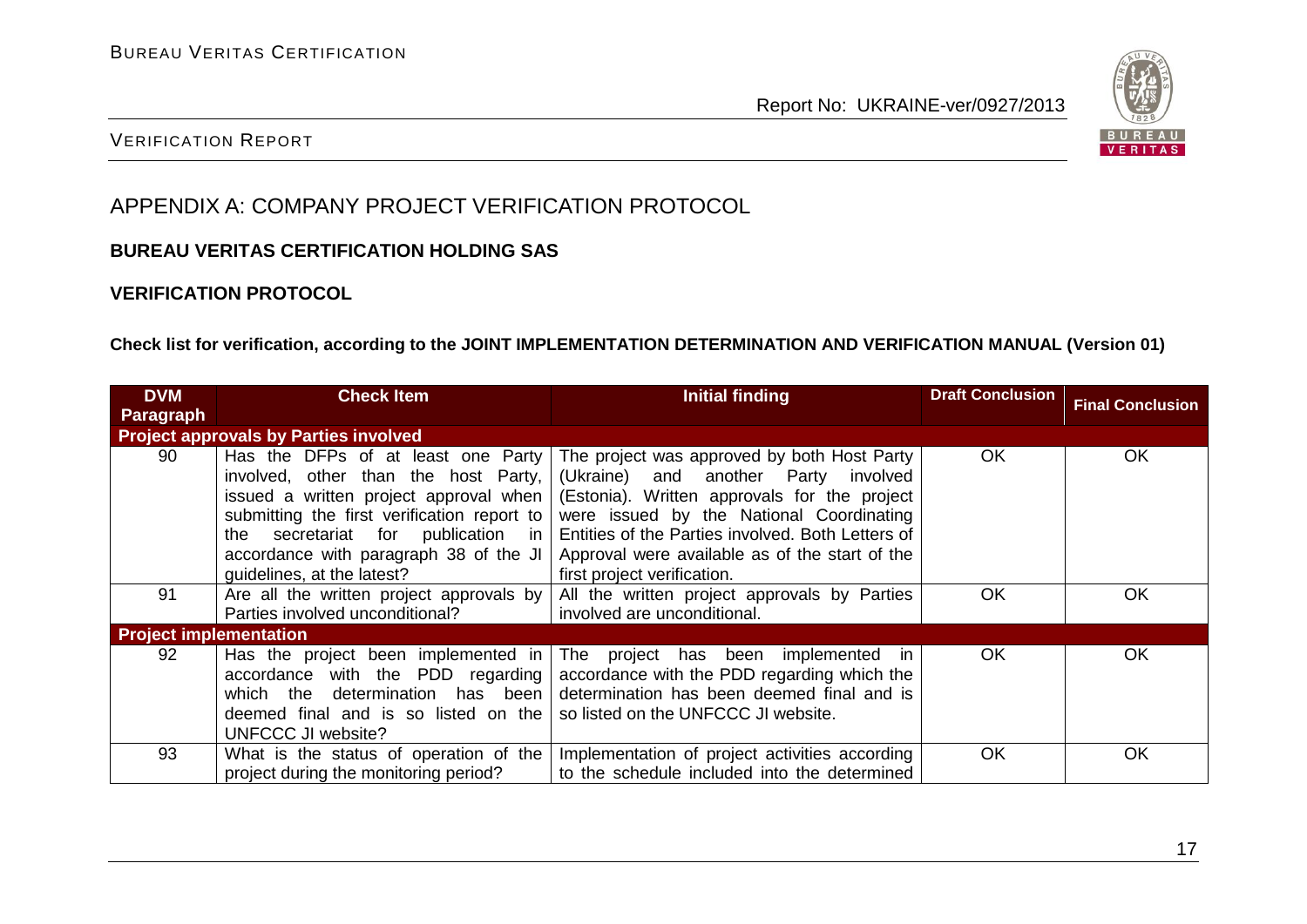# APPENDIX A: COMPANY PROJECT VERIFICATION PROTOCOL

## BUREAU VERITAS CERTIFICATION HOLDING SAS

### VERIFICATION PROTOCOL

**Check list for verification, according to the JOINT IMPLEMENTATION DETERMINATION AND VERIFICATION MANUAL (Version 01)**

| DVM Paragraph | Check Item | Initial finding | Draft Conclusion | Final Conclusion |
|---|---|---|---|---|
| **Project approvals by Parties involved** | | | | |
| 90 | Has the DFPs of at least one Party involved, other than the host Party, issued a written project approval when submitting the first verification report to the secretariat for publication in accordance with paragraph 38 of the JI guidelines, at the latest? | The project was approved by both Host Party (Ukraine) and another Party involved (Estonia). Written approvals for the project were issued by the National Coordinating Entities of the Parties involved. Both Letters of Approval were available as of the start of the first project verification. | OK | OK |
| 91 | Are all the written project approvals by Parties involved unconditional? | All the written project approvals by Parties involved are unconditional. | OK | OK |
| **Project implementation** | | | | |
| 92 | Has the project been implemented in accordance with the PDD regarding which the determination has been deemed final and is so listed on the UNFCCC JI website? | The project has been implemented in accordance with the PDD regarding which the determination has been deemed final and is so listed on the UNFCCC JI website. | OK | OK |
| 93 | What is the status of operation of the project during the monitoring period? | Implementation of project activities according to the schedule included into the determined | OK | OK |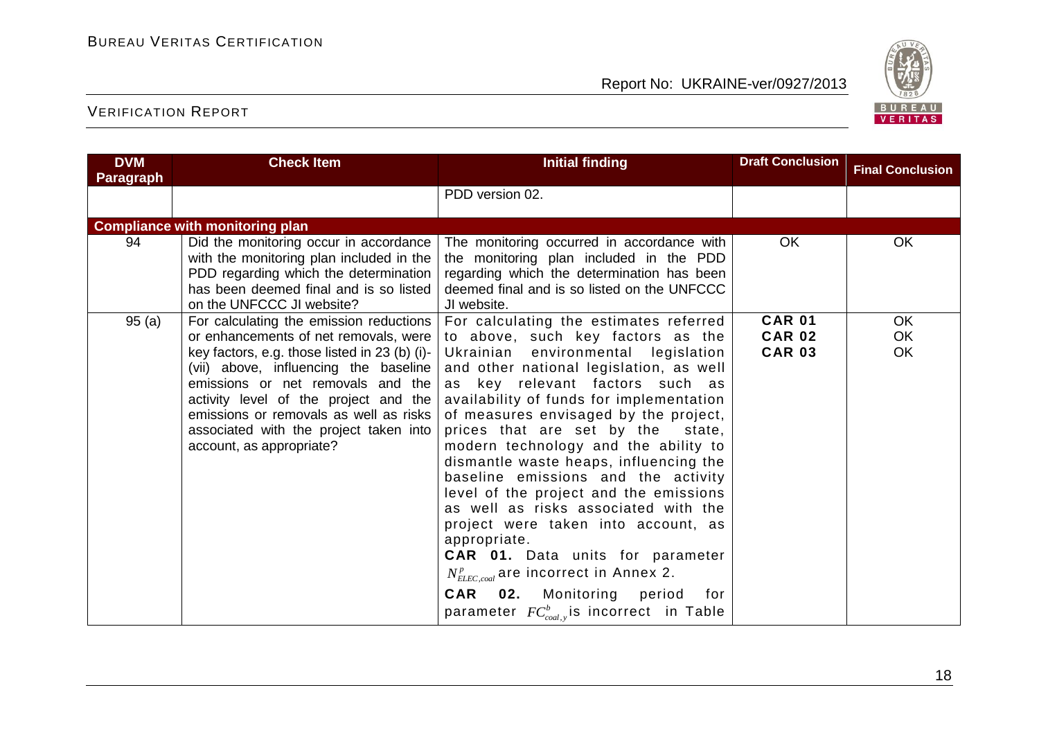| DVM Paragraph | Check Item | Initial finding | Draft Conclusion | Final Conclusion |
|---|---|---|---|---|
| | | PDD version 02. | | |
| **Compliance with monitoring plan** | | | | |
| 94 | Did the monitoring occur in accordance with the monitoring plan included in the PDD regarding which the determination has been deemed final and is so listed on the UNFCCC JI website? | The monitoring occurred in accordance with the monitoring plan included in the PDD regarding which the determination has been deemed final and is so listed on the UNFCCC JI website. | OK | OK |
| 95 (a) | For calculating the emission reductions or enhancements of net removals, were key factors, e.g. those listed in 23 (b) (i)-(vii) above, influencing the baseline emissions or net removals and the activity level of the project and the emissions or removals as well as risks associated with the project taken into account, as appropriate? | For calculating the estimates referred to above, such key factors as the Ukrainian environmental legislation and other national legislation, as well as key relevant factors such as availability of funds for implementation of measures envisaged by the project, prices that are set by the state, modern technology and the ability to dismantle waste heaps, influencing the baseline emissions and the activity level of the project and the emissions as well as risks associated with the project were taken into account, as appropriate.<br>**CAR 01.** Data units for parameter $N^{p}_{ELEC,coal}$ are incorrect in Annex 2.<br>**CAR 02.** Monitoring period for parameter $FC^{b}_{coal,y}$ is incorrect in Table | **CAR 01**<br>**CAR 02**<br>**CAR 03** | OK<br>OK<br>OK |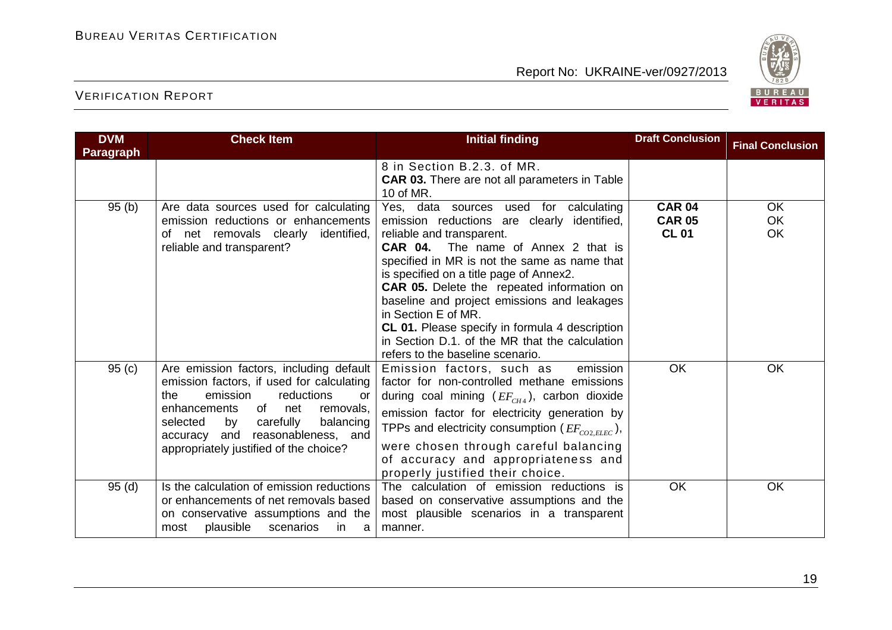| DVM Paragraph | Check Item | Initial finding | Draft Conclusion | Final Conclusion |
|---|---|---|---|---|
| | | 8 in Section B.2.3. of MR.<br>**CAR 03.** There are not all parameters in Table 10 of MR. | | |
| 95 (b) | Are data sources used for calculating emission reductions or enhancements of net removals clearly identified, reliable and transparent? | Yes, data sources used for calculating emission reductions are clearly identified, reliable and transparent.<br>**CAR 04.** The name of Annex 2 that is specified in MR is not the same as name that is specified on a title page of Annex2.<br>**CAR 05.** Delete the repeated information on baseline and project emissions and leakages in Section E of MR.<br>**CL 01.** Please specify in formula 4 description in Section D.1. of the MR that the calculation refers to the baseline scenario. | **CAR 04**<br>**CAR 05**<br>**CL 01** | OK<br>OK<br>OK |
| 95 (c) | Are emission factors, including default emission factors, if used for calculating the emission reductions or enhancements of net removals, selected by carefully balancing accuracy and reasonableness, and appropriately justified of the choice? | Emission factors, such as emission factor for non-controlled methane emissions during coal mining ($EF_{CH4}$), carbon dioxide emission factor for electricity generation by TPPs and electricity consumption ($EF_{CO2,ELEC}$), were chosen through careful balancing of accuracy and appropriateness and properly justified their choice. | OK | OK |
| 95 (d) | Is the calculation of emission reductions or enhancements of net removals based on conservative assumptions and the most plausible scenarios in a | The calculation of emission reductions is based on conservative assumptions and the most plausible scenarios in a transparent manner. | OK | OK |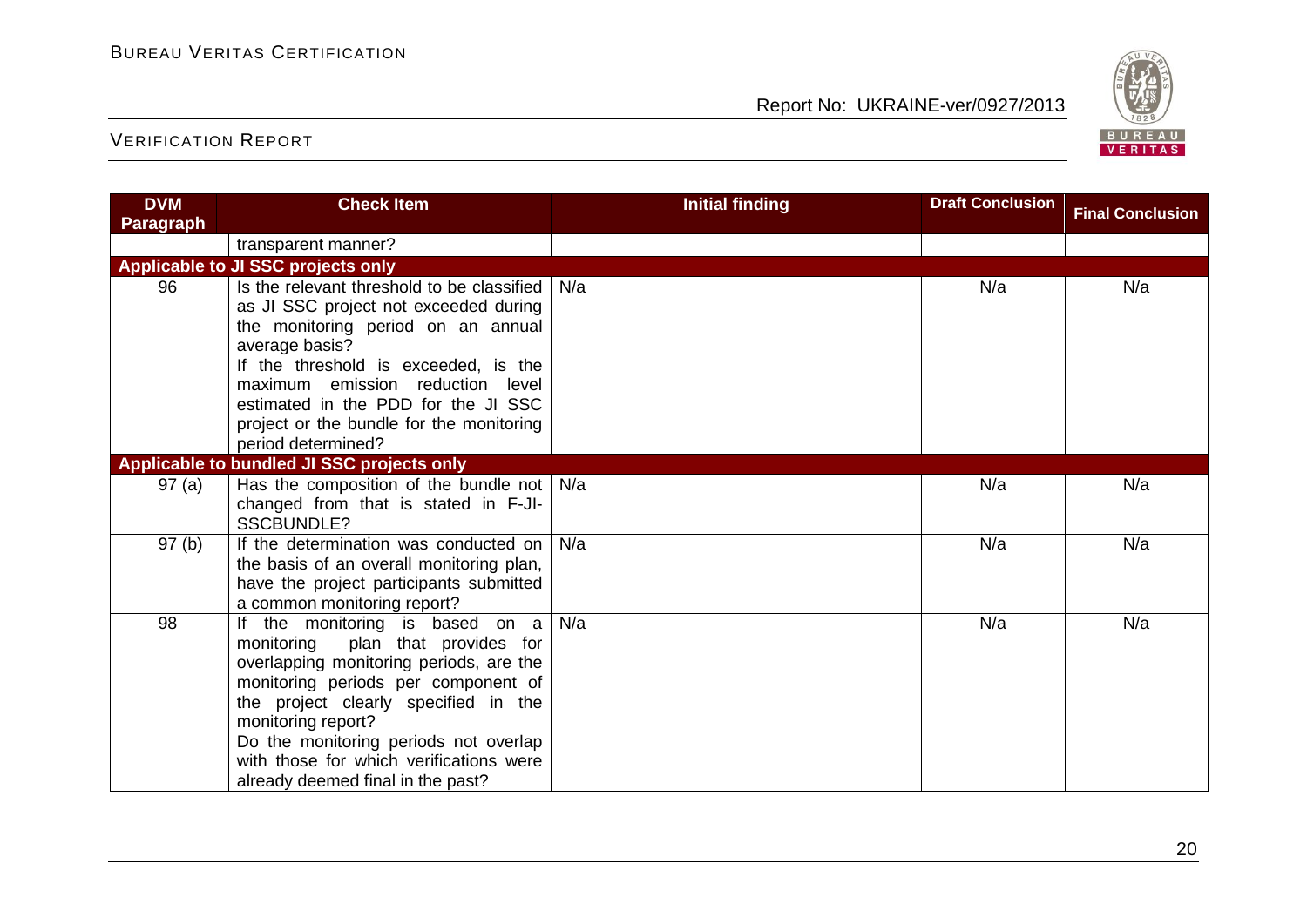| DVM Paragraph | Check Item | Initial finding | Draft Conclusion | Final Conclusion |
|---|---|---|---|---|
| | transparent manner? | | | |
| **Applicable to JI SSC projects only** | | | | |
| 96 | Is the relevant threshold to be classified as JI SSC project not exceeded during the monitoring period on an annual average basis?<br>If the threshold is exceeded, is the maximum emission reduction level estimated in the PDD for the JI SSC project or the bundle for the monitoring period determined? | N/a | N/a | N/a |
| **Applicable to bundled JI SSC projects only** | | | | |
| 97 (a) | Has the composition of the bundle not changed from that is stated in F-JI-SSCBUNDLE? | N/a | N/a | N/a |
| 97 (b) | If the determination was conducted on the basis of an overall monitoring plan, have the project participants submitted a common monitoring report? | N/a | N/a | N/a |
| 98 | If the monitoring is based on a monitoring plan that provides for overlapping monitoring periods, are the monitoring periods per component of the project clearly specified in the monitoring report?<br>Do the monitoring periods not overlap with those for which verifications were already deemed final in the past? | N/a | N/a | N/a |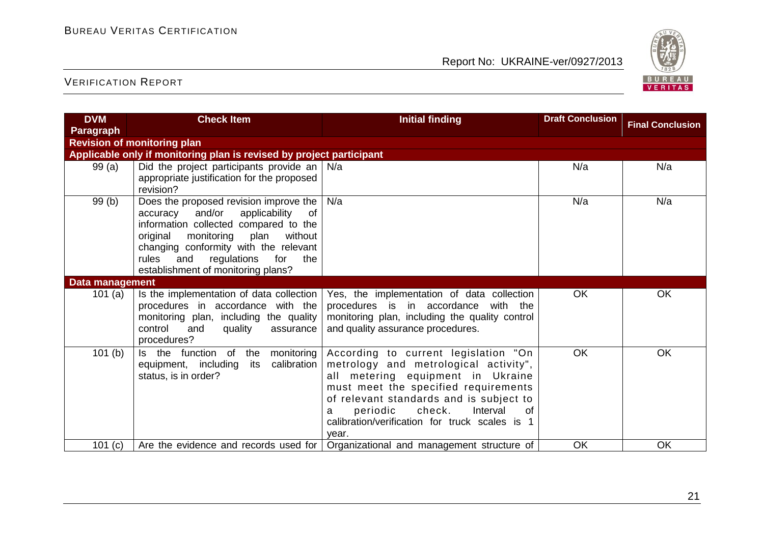| DVM Paragraph | Check Item | Initial finding | Draft Conclusion | Final Conclusion |
|---|---|---|---|---|
| **Revision of monitoring plan** | | | | |
| **Applicable only if monitoring plan is revised by project participant** | | | | |
| 99 (a) | Did the project participants provide an appropriate justification for the proposed revision? | N/a | N/a | N/a |
| 99 (b) | Does the proposed revision improve the accuracy and/or applicability of information collected compared to the original monitoring plan without changing conformity with the relevant rules and regulations for the establishment of monitoring plans? | N/a | N/a | N/a |
| **Data management** | | | | |
| 101 (a) | Is the implementation of data collection procedures in accordance with the monitoring plan, including the quality control and quality assurance procedures? | Yes, the implementation of data collection procedures is in accordance with the monitoring plan, including the quality control and quality assurance procedures. | OK | OK |
| 101 (b) | Is the function of the monitoring equipment, including its calibration status, is in order? | According to current legislation "On metrology and metrological activity", all metering equipment in Ukraine must meet the specified requirements of relevant standards and is subject to a periodic check. Interval of calibration/verification for truck scales is 1 year. | OK | OK |
| 101 (c) | Are the evidence and records used for | Organizational and management structure of | OK | OK |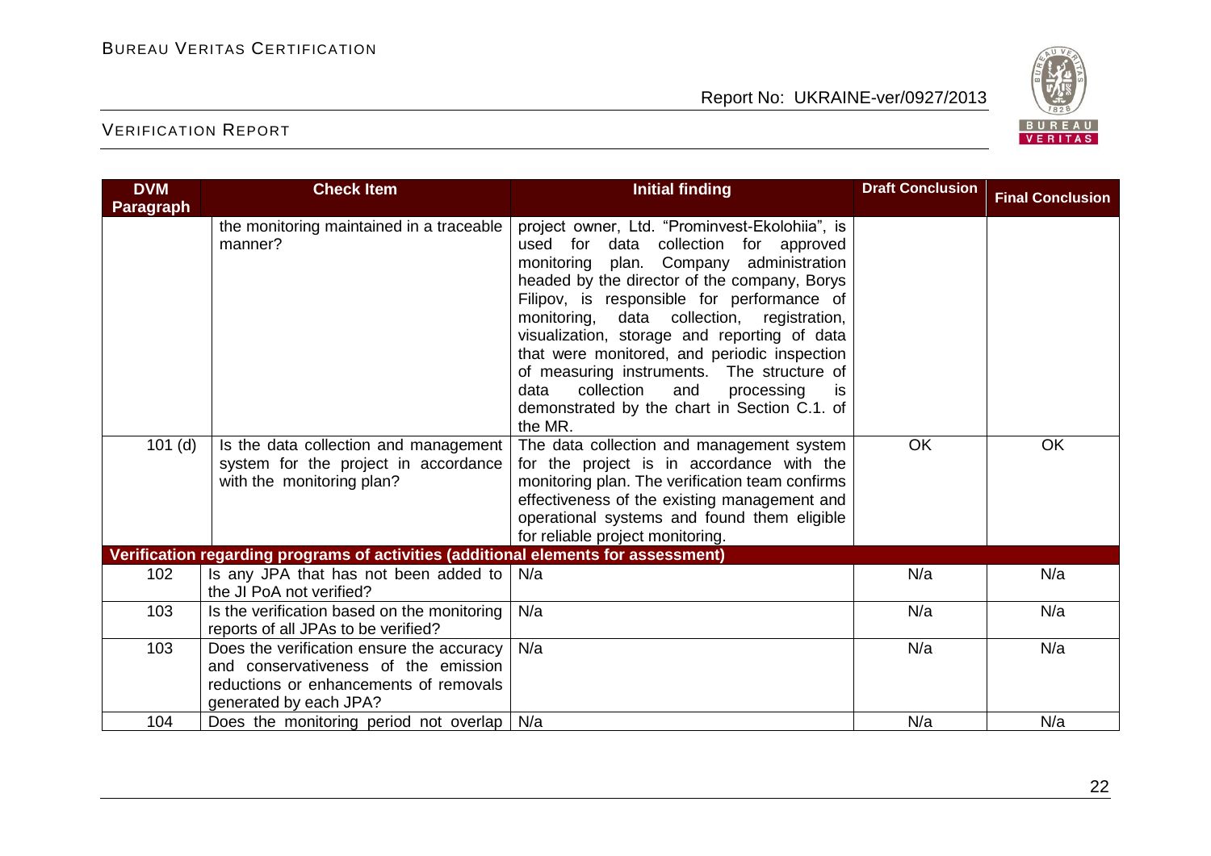| DVM Paragraph | Check Item | Initial finding | Draft Conclusion | Final Conclusion |
|---|---|---|---|---|
| | the monitoring maintained in a traceable manner? | project owner, Ltd. "Prominvest-Ekolohiia", is used for data collection for approved monitoring plan. Company administration headed by the director of the company, Borys Filipov, is responsible for performance of monitoring, data collection, registration, visualization, storage and reporting of data that were monitored, and periodic inspection of measuring instruments. The structure of data collection and processing is demonstrated by the chart in Section C.1. of the MR. | | |
| 101 (d) | Is the data collection and management system for the project in accordance with the monitoring plan? | The data collection and management system for the project is in accordance with the monitoring plan. The verification team confirms effectiveness of the existing management and operational systems and found them eligible for reliable project monitoring. | OK | OK |
| **Verification regarding programs of activities (additional elements for assessment)** | | | | |
| 102 | Is any JPA that has not been added to the JI PoA not verified? | N/a | N/a | N/a |
| 103 | Is the verification based on the monitoring reports of all JPAs to be verified? | N/a | N/a | N/a |
| 103 | Does the verification ensure the accuracy and conservativeness of the emission reductions or enhancements of removals generated by each JPA? | N/a | N/a | N/a |
| 104 | Does the monitoring period not overlap | N/a | N/a | N/a |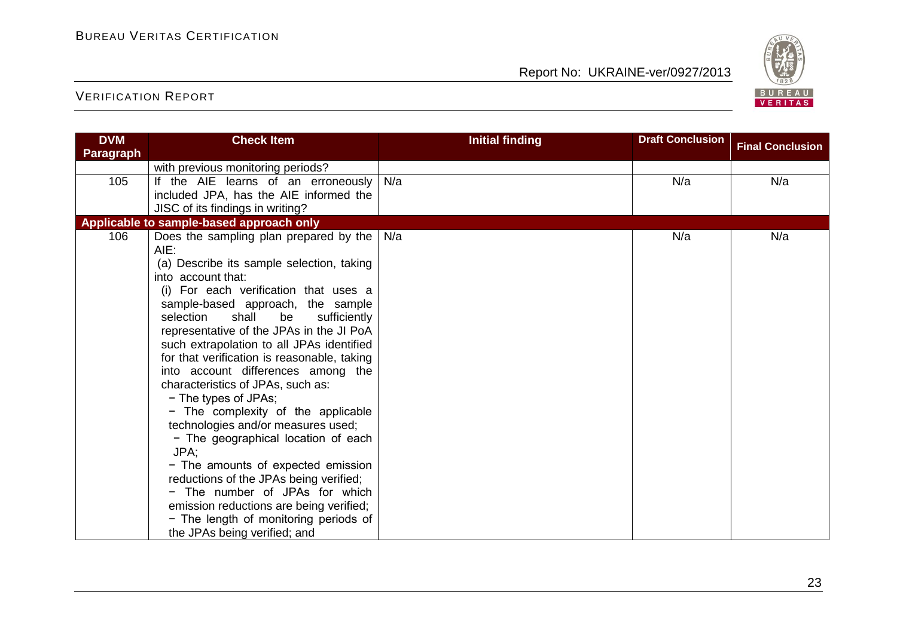| DVM Paragraph | Check Item | Initial finding | Draft Conclusion | Final Conclusion |
|---|---|---|---|---|
| | with previous monitoring periods? | | | |
| 105 | If the AIE learns of an erroneously included JPA, has the AIE informed the JISC of its findings in writing? | N/a | N/a | N/a |
| **Applicable to sample-based approach only** | | | | |
| 106 | Does the sampling plan prepared by the AIE:<br>(a) Describe its sample selection, taking into account that:<br>(i) For each verification that uses a sample-based approach, the sample selection shall be sufficiently representative of the JPAs in the JI PoA such extrapolation to all JPAs identified for that verification is reasonable, taking into account differences among the characteristics of JPAs, such as:<br>− The types of JPAs;<br>− The complexity of the applicable technologies and/or measures used;<br>− The geographical location of each JPA;<br>− The amounts of expected emission reductions of the JPAs being verified;<br>− The number of JPAs for which emission reductions are being verified;<br>− The length of monitoring periods of the JPAs being verified; and | N/a | N/a | N/a |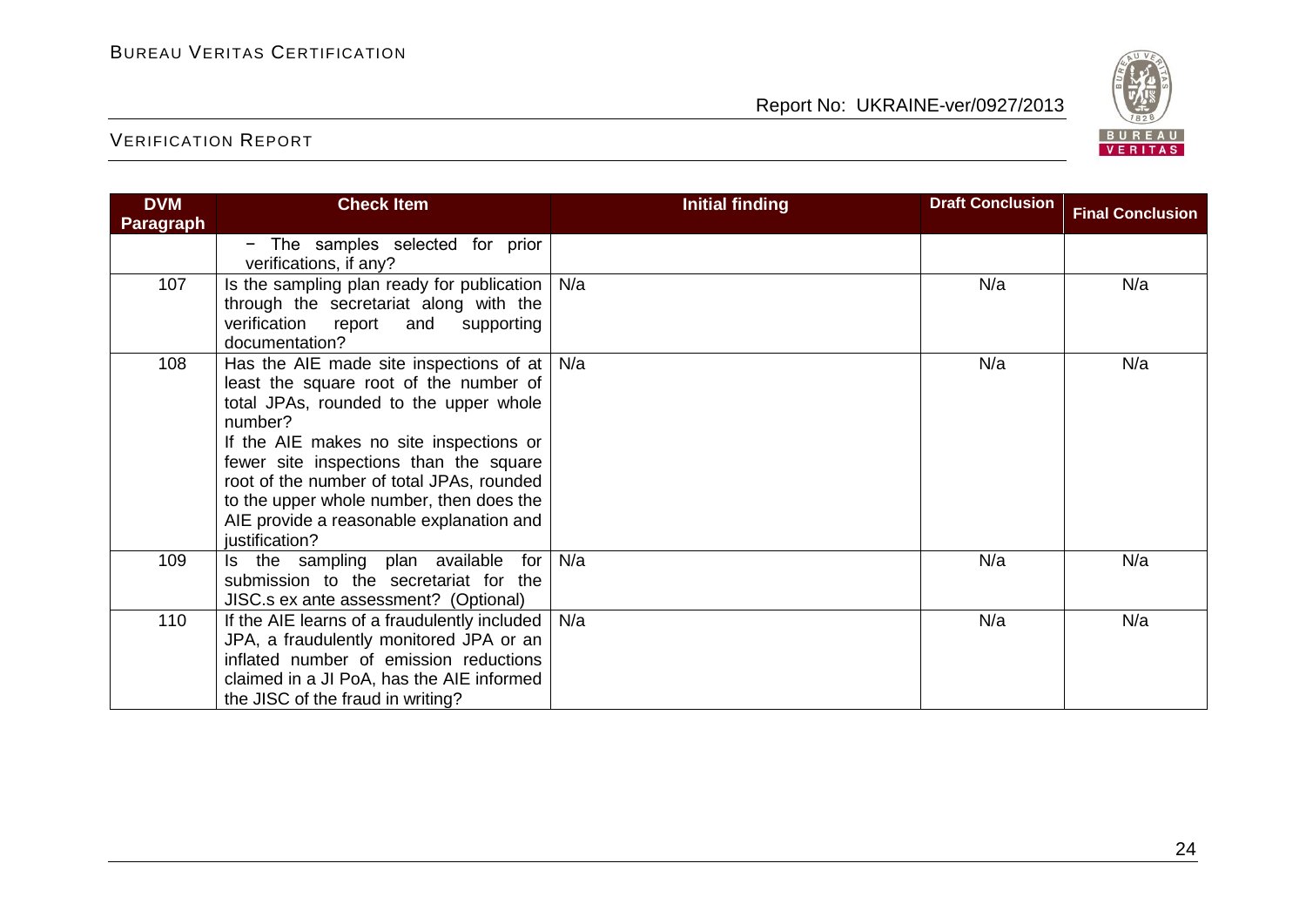| DVM Paragraph | Check Item | Initial finding | Draft Conclusion | Final Conclusion |
|---|---|---|---|---|
| | − The samples selected for prior verifications, if any? | | | |
| 107 | Is the sampling plan ready for publication through the secretariat along with the verification report and supporting documentation? | N/a | N/a | N/a |
| 108 | Has the AIE made site inspections of at least the square root of the number of total JPAs, rounded to the upper whole number? If the AIE makes no site inspections or fewer site inspections than the square root of the number of total JPAs, rounded to the upper whole number, then does the AIE provide a reasonable explanation and justification? | N/a | N/a | N/a |
| 109 | Is the sampling plan available for submission to the secretariat for the JISC.s ex ante assessment? (Optional) | N/a | N/a | N/a |
| 110 | If the AIE learns of a fraudulently included JPA, a fraudulently monitored JPA or an inflated number of emission reductions claimed in a JI PoA, has the AIE informed the JISC of the fraud in writing? | N/a | N/a | N/a |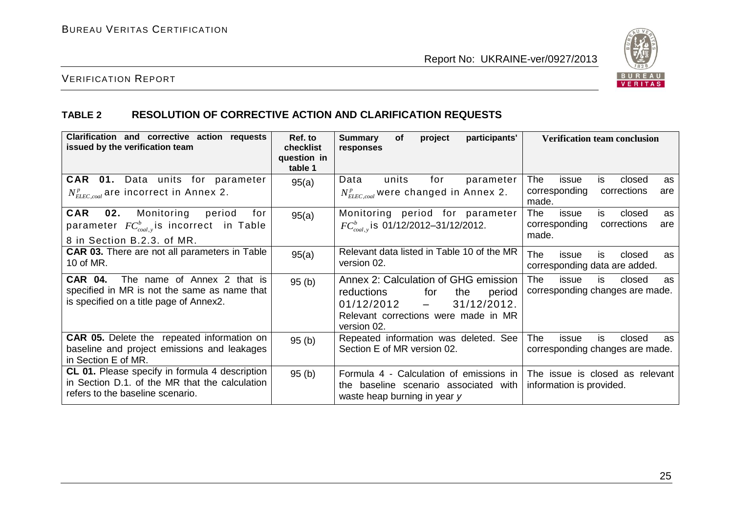## TABLE 2 RESOLUTION OF CORRECTIVE ACTION AND CLARIFICATION REQUESTS

| Clarification and corrective action requests issued by the verification team | Ref. to checklist question in table 1 | Summary of project participants' responses | Verification team conclusion |
|---|---|---|---|
| **CAR 01.** Data units for parameter $N^{p}_{ELEC,coal}$ are incorrect in Annex 2. | 95(a) | Data units for parameter $N^{p}_{ELEC,coal}$ were changed in Annex 2. | The issue is closed as corresponding corrections are made. |
| **CAR 02.** Monitoring period for parameter $FC^{b}_{coal,y}$ is incorrect in Table 8 in Section B.2.3. of MR. | 95(a) | Monitoring period for parameter $FC^{b}_{coal,y}$ is 01/12/2012–31/12/2012. | The issue is closed as corresponding corrections are made. |
| **CAR 03.** There are not all parameters in Table 10 of MR. | 95(a) | Relevant data listed in Table 10 of the MR version 02. | The issue is closed as corresponding data are added. |
| **CAR 04.** The name of Annex 2 that is specified in MR is not the same as name that is specified on a title page of Annex2. | 95 (b) | Annex 2: Calculation of GHG emission reductions for the period 01/12/2012 – 31/12/2012. Relevant corrections were made in MR version 02. | The issue is closed as corresponding changes are made. |
| **CAR 05.** Delete the repeated information on baseline and project emissions and leakages in Section E of MR. | 95 (b) | Repeated information was deleted. See Section E of MR version 02. | The issue is closed as corresponding changes are made. |
| **CL 01.** Please specify in formula 4 description in Section D.1. of the MR that the calculation refers to the baseline scenario. | 95 (b) | Formula 4 - Calculation of emissions in the baseline scenario associated with waste heap burning in year *y* | The issue is closed as relevant information is provided. |